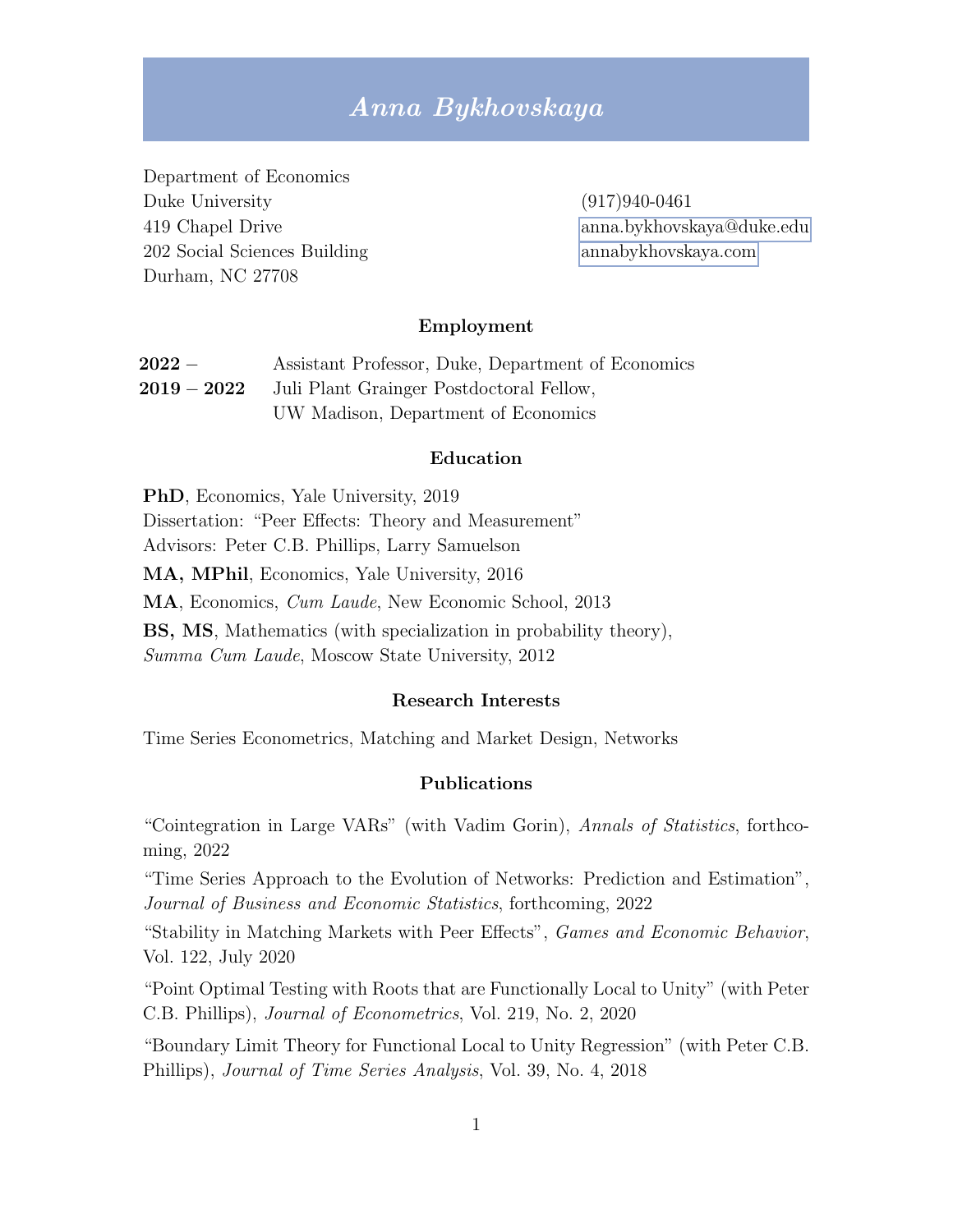# *Anna Bykhovskaya*

Department of Economics
Duke University
419 Chapel Drive
202 Social Sciences Building
Durham, NC 27708

(917)940-0461
anna.bykhovskaya@duke.edu
annabykhovskaya.com

## Employment

**2022 –** Assistant Professor, Duke, Department of Economics

**2019 – 2022** Juli Plant Grainger Postdoctoral Fellow, UW Madison, Department of Economics

## Education

**PhD**, Economics, Yale University, 2019
Dissertation: "Peer Effects: Theory and Measurement"
Advisors: Peter C.B. Phillips, Larry Samuelson

**MA, MPhil**, Economics, Yale University, 2016

**MA**, Economics, *Cum Laude*, New Economic School, 2013

**BS, MS**, Mathematics (with specialization in probability theory), *Summa Cum Laude*, Moscow State University, 2012

## Research Interests

Time Series Econometrics, Matching and Market Design, Networks

## Publications

"Cointegration in Large VARs" (with Vadim Gorin), *Annals of Statistics*, forthcoming, 2022

"Time Series Approach to the Evolution of Networks: Prediction and Estimation", *Journal of Business and Economic Statistics*, forthcoming, 2022

"Stability in Matching Markets with Peer Effects", *Games and Economic Behavior*, Vol. 122, July 2020

"Point Optimal Testing with Roots that are Functionally Local to Unity" (with Peter C.B. Phillips), *Journal of Econometrics*, Vol. 219, No. 2, 2020

"Boundary Limit Theory for Functional Local to Unity Regression" (with Peter C.B. Phillips), *Journal of Time Series Analysis*, Vol. 39, No. 4, 2018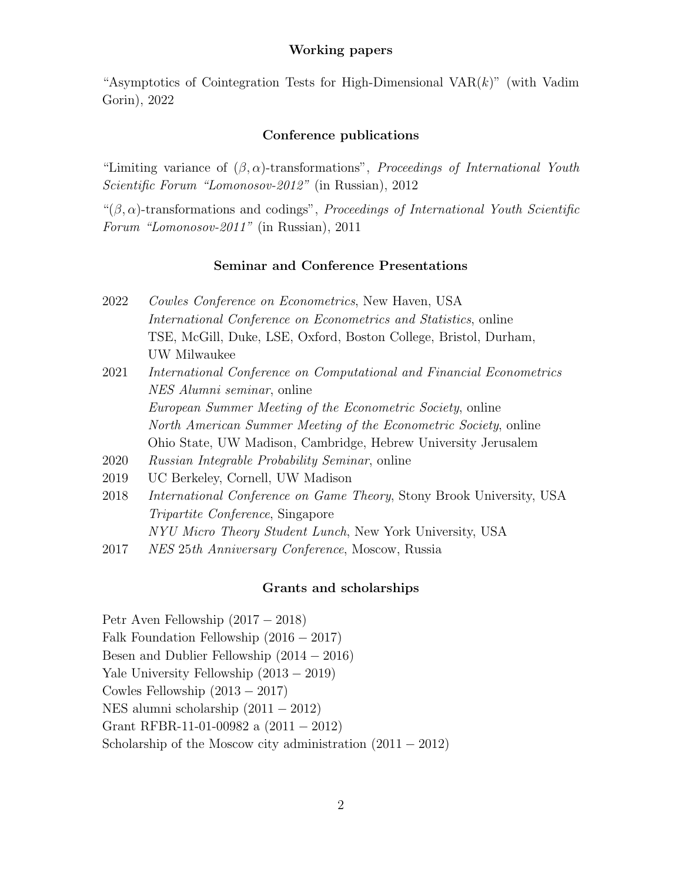## Working papers

"Asymptotics of Cointegration Tests for High-Dimensional VAR($k$)" (with Vadim Gorin), 2022

## Conference publications

"Limiting variance of $(\beta, \alpha)$-transformations", *Proceedings of International Youth Scientific Forum "Lomonosov-2012"* (in Russian), 2012

"$(\beta, \alpha)$-transformations and codings", *Proceedings of International Youth Scientific Forum "Lomonosov-2011"* (in Russian), 2011

## Seminar and Conference Presentations

| | |
|---|---|
| 2022 | *Cowles Conference on Econometrics*, New Haven, USA |
| | *International Conference on Econometrics and Statistics*, online |
| | TSE, McGill, Duke, LSE, Oxford, Boston College, Bristol, Durham, UW Milwaukee |
| 2021 | *International Conference on Computational and Financial Econometrics* |
| | *NES Alumni seminar*, online |
| | *European Summer Meeting of the Econometric Society*, online |
| | *North American Summer Meeting of the Econometric Society*, online |
| | Ohio State, UW Madison, Cambridge, Hebrew University Jerusalem |
| 2020 | *Russian Integrable Probability Seminar*, online |
| 2019 | UC Berkeley, Cornell, UW Madison |
| 2018 | *International Conference on Game Theory*, Stony Brook University, USA |
| | *Tripartite Conference*, Singapore |
| | *NYU Micro Theory Student Lunch*, New York University, USA |
| 2017 | *NES 25th Anniversary Conference*, Moscow, Russia |

## Grants and scholarships

Petr Aven Fellowship (2017 – 2018)
Falk Foundation Fellowship (2016 – 2017)
Besen and Dublier Fellowship (2014 – 2016)
Yale University Fellowship (2013 – 2019)
Cowles Fellowship (2013 – 2017)
NES alumni scholarship (2011 – 2012)
Grant RFBR-11-01-00982 a (2011 – 2012)
Scholarship of the Moscow city administration (2011 – 2012)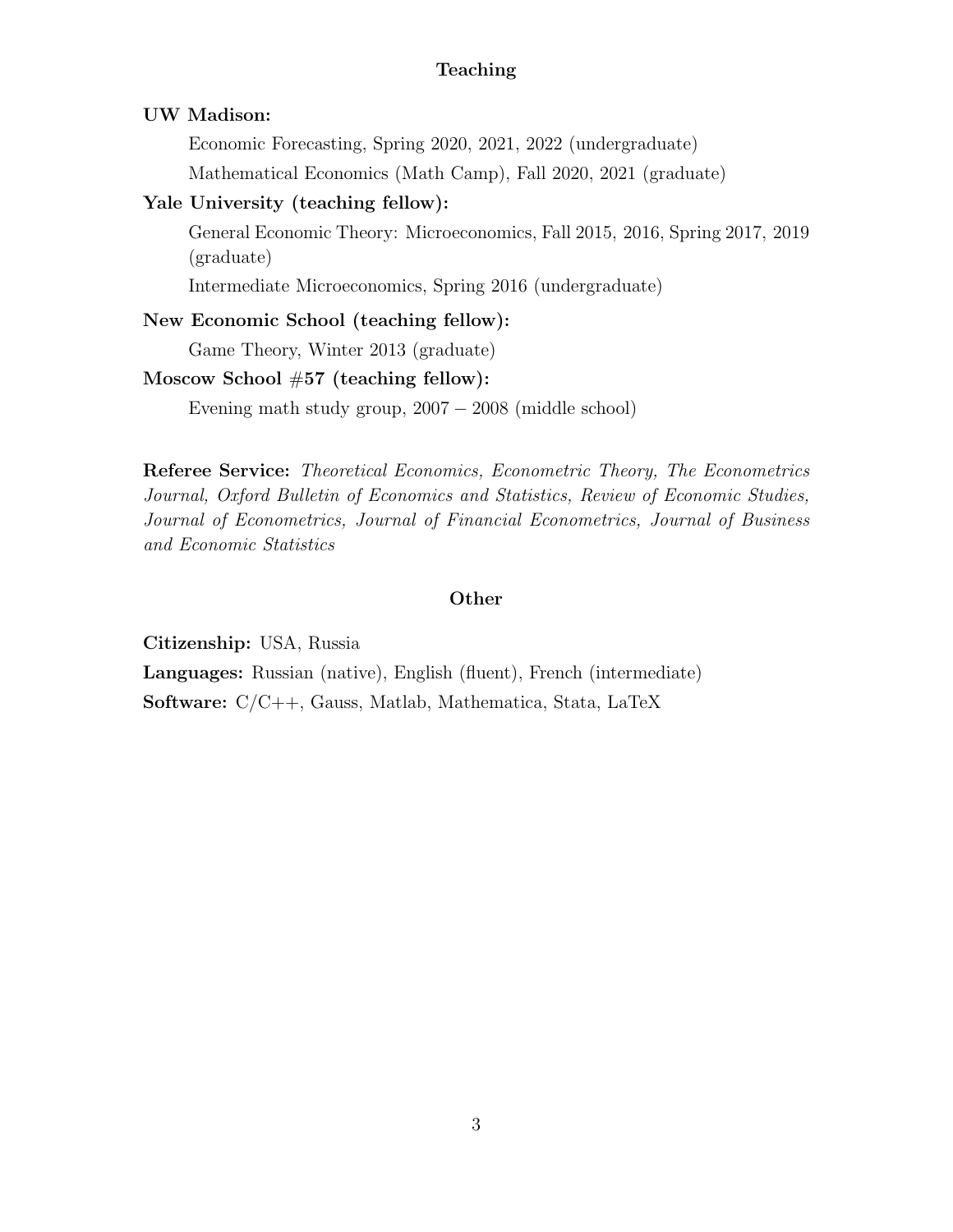## Teaching

**UW Madison:**

Economic Forecasting, Spring 2020, 2021, 2022 (undergraduate)

Mathematical Economics (Math Camp), Fall 2020, 2021 (graduate)

**Yale University (teaching fellow):**

General Economic Theory: Microeconomics, Fall 2015, 2016, Spring 2017, 2019 (graduate)

Intermediate Microeconomics, Spring 2016 (undergraduate)

**New Economic School (teaching fellow):**

Game Theory, Winter 2013 (graduate)

**Moscow School #57 (teaching fellow):**

Evening math study group, 2007 – 2008 (middle school)

**Referee Service:** *Theoretical Economics, Econometric Theory, The Econometrics Journal, Oxford Bulletin of Economics and Statistics, Review of Economic Studies, Journal of Econometrics, Journal of Financial Econometrics, Journal of Business and Economic Statistics*

## Other

**Citizenship:** USA, Russia

**Languages:** Russian (native), English (fluent), French (intermediate)

**Software:** C/C++, Gauss, Matlab, Mathematica, Stata, LaTeX